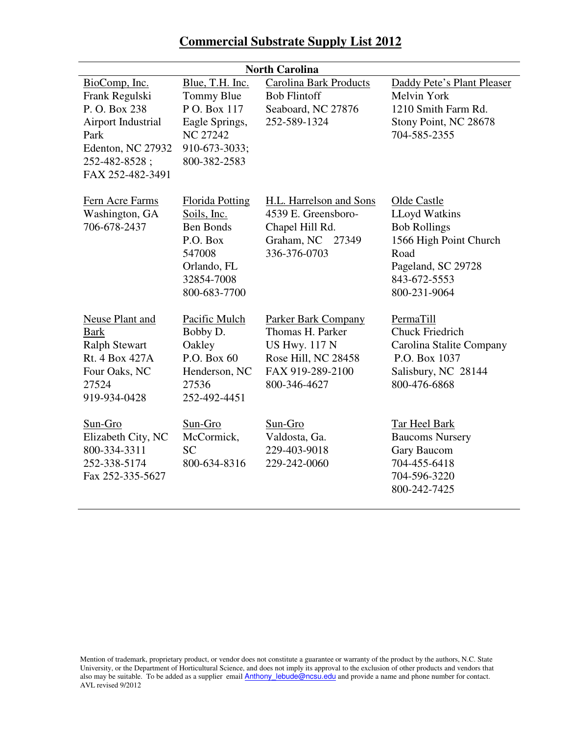# Commercial Substrate Supply List 2012

## North Carolina

| | | | |
|---|---|---|---|
| BioComp, Inc.<br>Frank Regulski<br>P. O. Box 238<br>Airport Industrial Park<br>Edenton, NC 27932<br>252-482-8528 ;<br>FAX 252-482-3491 | Blue, T.H. Inc.<br>Tommy Blue<br>P O. Box 117<br>Eagle Springs, NC 27242<br>910-673-3033;<br>800-382-2583 | Carolina Bark Products<br>Bob Flintoff<br>Seaboard, NC 27876<br>252-589-1324 | Daddy Pete's Plant Pleaser<br>Melvin York<br>1210 Smith Farm Rd.<br>Stony Point, NC 28678<br>704-585-2355 |
| Fern Acre Farms<br>Washington, GA<br>706-678-2437 | Florida Potting Soils, Inc.<br>Ben Bonds<br>P.O. Box 547008<br>Orlando, FL 32854-7008<br>800-683-7700 | H.L. Harrelson and Sons<br>4539 E. Greensboro-Chapel Hill Rd.<br>Graham, NC 27349<br>336-376-0703 | Olde Castle<br>LLoyd Watkins<br>Bob Rollings<br>1566 High Point Church Road<br>Pageland, SC 29728<br>843-672-5553<br>800-231-9064 |
| Neuse Plant and Bark<br>Ralph Stewart<br>Rt. 4 Box 427A<br>Four Oaks, NC 27524<br>919-934-0428 | Pacific Mulch<br>Bobby D. Oakley<br>P.O. Box 60<br>Henderson, NC 27536<br>252-492-4451 | Parker Bark Company<br>Thomas H. Parker<br>US Hwy. 117 N<br>Rose Hill, NC 28458<br>FAX 919-289-2100<br>800-346-4627 | PermaTill<br>Chuck Friedrich<br>Carolina Stalite Company<br>P.O. Box 1037<br>Salisbury, NC 28144<br>800-476-6868 |
| Sun-Gro<br>Elizabeth City, NC<br>800-334-3311<br>252-338-5174<br>Fax 252-335-5627 | Sun-Gro<br>McCormick, SC<br>800-634-8316 | Sun-Gro<br>Valdosta, Ga.<br>229-403-9018<br>229-242-0060 | Tar Heel Bark<br>Baucoms Nursery<br>Gary Baucom<br>704-455-6418<br>704-596-3220<br>800-242-7425 |

Mention of trademark, proprietary product, or vendor does not constitute a guarantee or warranty of the product by the authors, N.C. State University, or the Department of Horticultural Science, and does not imply its approval to the exclusion of other products and vendors that also may be suitable. To be added as a supplier email Anthony_lebude@ncsu.edu and provide a name and phone number for contact.
AVL revised 9/2012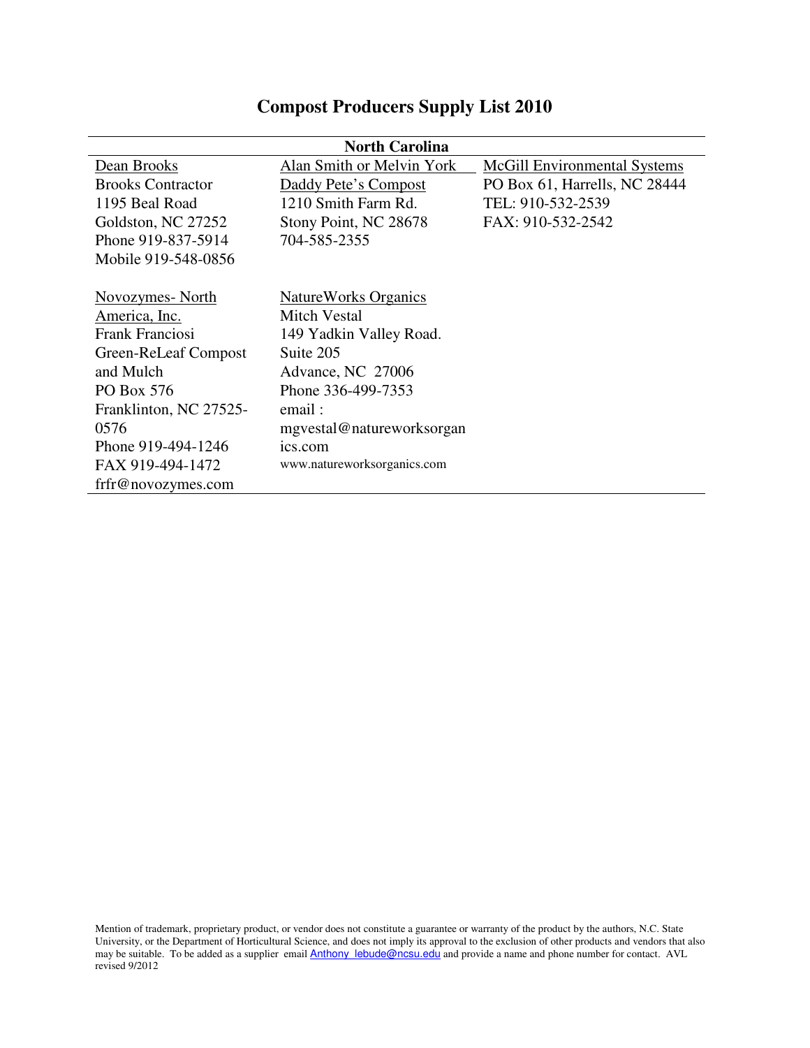# Compost Producers Supply List 2010

| North Carolina | | |
|---|---|---|
| Dean Brooks<br>Brooks Contractor<br>1195 Beal Road<br>Goldston, NC 27252<br>Phone 919-837-5914<br>Mobile 919-548-0856 | Alan Smith or Melvin York<br>Daddy Pete's Compost<br>1210 Smith Farm Rd.<br>Stony Point, NC 28678<br>704-585-2355 | McGill Environmental Systems<br>PO Box 61, Harrells, NC 28444<br>TEL: 910-532-2539<br>FAX: 910-532-2542 |
| Novozymes- North America, Inc.<br>Frank Franciosi<br>Green-ReLeaf Compost and Mulch<br>PO Box 576<br>Franklinton, NC 27525-0576<br>Phone 919-494-1246<br>FAX 919-494-1472<br>frfr@novozymes.com | NatureWorks Organics<br>Mitch Vestal<br>149 Yadkin Valley Road.<br>Suite 205<br>Advance, NC 27006<br>Phone 336-499-7353<br>email :<br>mgvestal@natureworksorganics.com<br>www.natureworksorganics.com | |

Mention of trademark, proprietary product, or vendor does not constitute a guarantee or warranty of the product by the authors, N.C. State University, or the Department of Horticultural Science, and does not imply its approval to the exclusion of other products and vendors that also may be suitable. To be added as a supplier email Anthony_lebude@ncsu.edu and provide a name and phone number for contact. AVL revised 9/2012